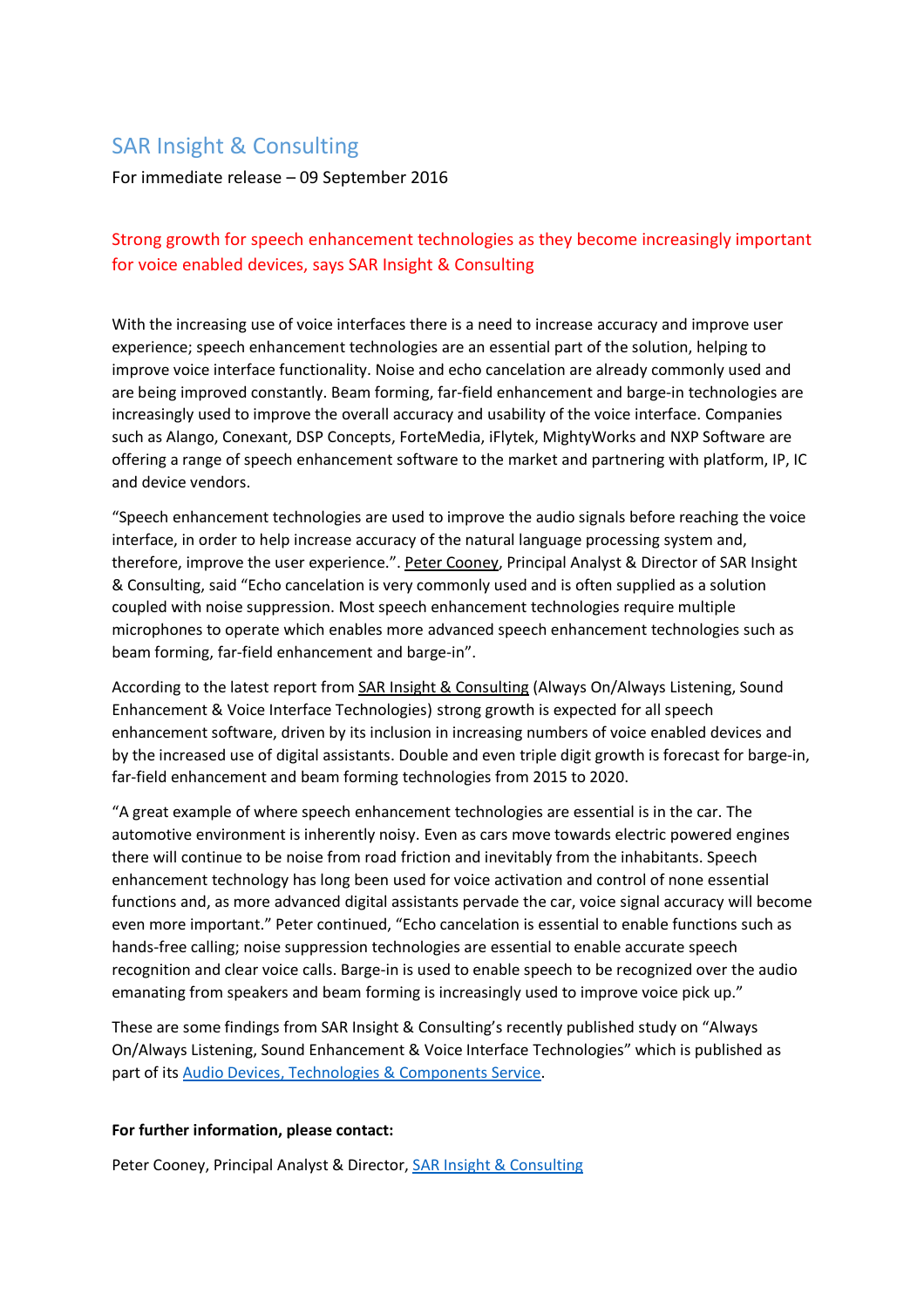# SAR Insight & Consulting

For immediate release – 09 September 2016

## Strong growth for speech enhancement technologies as they become increasingly important for voice enabled devices, says SAR Insight & Consulting

With the increasing use of voice interfaces there is a need to increase accuracy and improve user experience; speech enhancement technologies are an essential part of the solution, helping to improve voice interface functionality. Noise and echo cancelation are already commonly used and are being improved constantly. Beam forming, far-field enhancement and barge-in technologies are increasingly used to improve the overall accuracy and usability of the voice interface. Companies such as Alango, Conexant, DSP Concepts, ForteMedia, iFlytek, MightyWorks and NXP Software are offering a range of speech enhancement software to the market and partnering with platform, IP, IC and device vendors.

"Speech enhancement technologies are used to improve the audio signals before reaching the voice interface, in order to help increase accuracy of the natural language processing system and, therefore, improve the user experience.". Peter Cooney, Principal Analyst & Director of SAR Insight & Consulting, said "Echo cancelation is very commonly used and is often supplied as a solution coupled with noise suppression. Most speech enhancement technologies require multiple microphones to operate which enables more advanced speech enhancement technologies such as beam forming, far-field enhancement and barge-in".

According to the latest report from SAR Insight & Consulting (Always On/Always Listening, Sound Enhancement & Voice Interface Technologies) strong growth is expected for all speech enhancement software, driven by its inclusion in increasing numbers of voice enabled devices and by the increased use of digital assistants. Double and even triple digit growth is forecast for barge-in, far-field enhancement and beam forming technologies from 2015 to 2020.

"A great example of where speech enhancement technologies are essential is in the car. The automotive environment is inherently noisy. Even as cars move towards electric powered engines there will continue to be noise from road friction and inevitably from the inhabitants. Speech enhancement technology has long been used for voice activation and control of none essential functions and, as more advanced digital assistants pervade the car, voice signal accuracy will become even more important." Peter continued, "Echo cancelation is essential to enable functions such as hands-free calling; noise suppression technologies are essential to enable accurate speech recognition and clear voice calls. Barge-in is used to enable speech to be recognized over the audio emanating from speakers and beam forming is increasingly used to improve voice pick up."

These are some findings from SAR Insight & Consulting's recently published study on "Always On/Always Listening, Sound Enhancement & Voice Interface Technologies" which is published as part of its Audio Devices, Technologies & Components Service.

**For further information, please contact:**

Peter Cooney, Principal Analyst & Director, SAR Insight & Consulting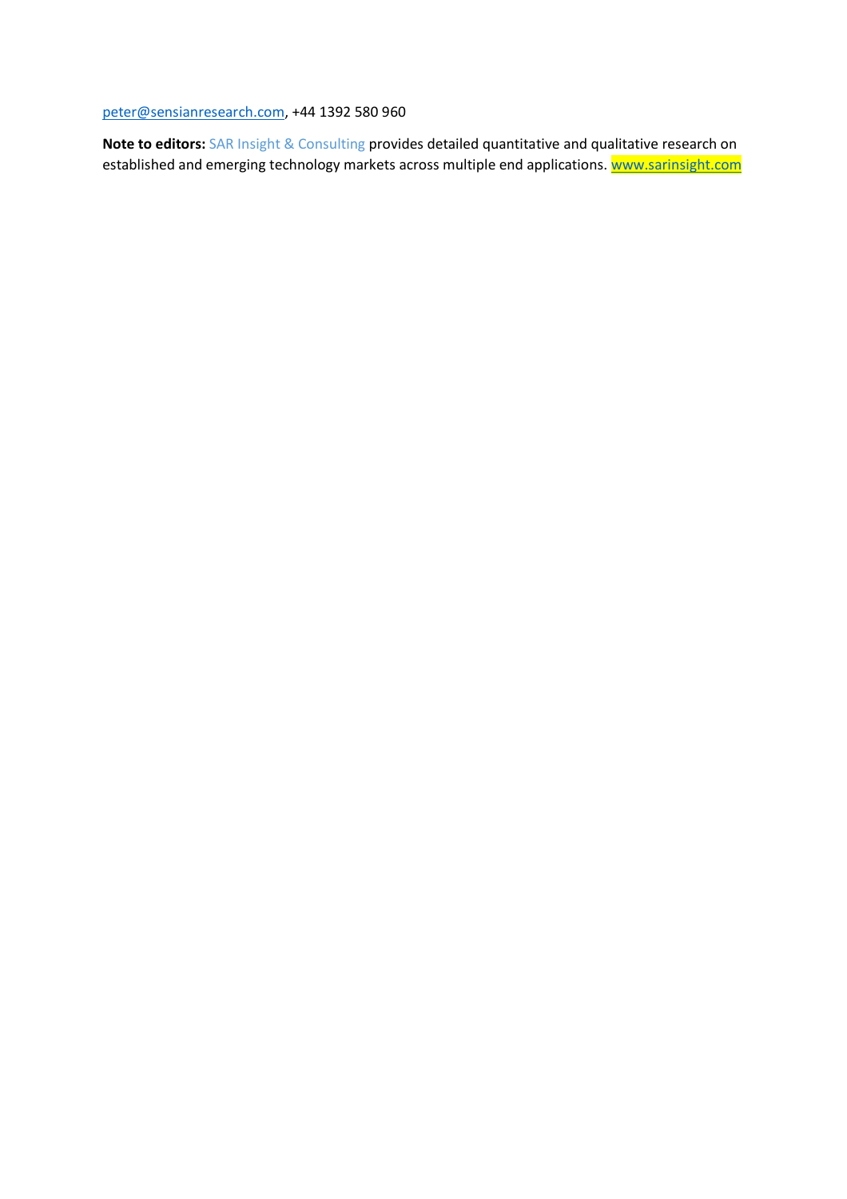peter@sensianresearch.com, +44 1392 580 960

**Note to editors:** SAR Insight & Consulting provides detailed quantitative and qualitative research on established and emerging technology markets across multiple end applications. www.sarinsight.com